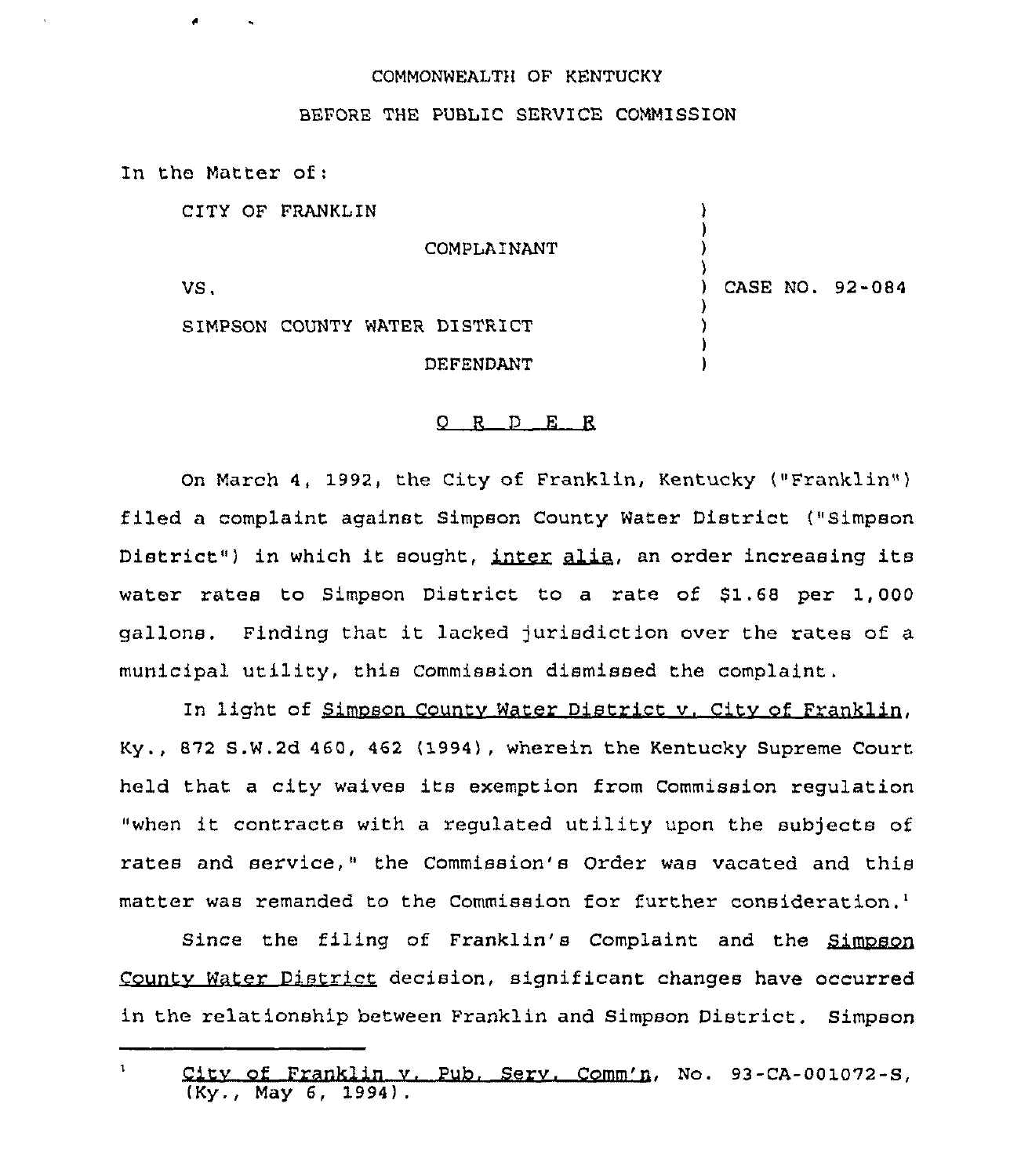COMMONWEALTH OF KENTUCKY

BEFORE THE PUBLIC SERVICE COMMISSION

In the Matter of:

| | | |
|---|---|---|
| CITY OF FRANKLIN | ) | |
| COMPLAINANT | ) | |
| VS. | ) | CASE NO. 92-084 |
| SIMPSON COUNTY WATER DISTRICT | ) | |
| DEFENDANT | ) | |

O R D E R

On March 4, 1992, the City of Franklin, Kentucky ("Franklin") filed a complaint against Simpson County Water District ("Simpson District") in which it sought, *inter alia*, an order increasing its water rates to Simpson District to a rate of $1.68 per 1,000 gallons. Finding that it lacked jurisdiction over the rates of a municipal utility, this Commission dismissed the complaint.

In light of Simpson County Water District v. City of Franklin, Ky., 872 S.W.2d 460, 462 (1994), wherein the Kentucky Supreme Court held that a city waives its exemption from Commission regulation "when it contracts with a regulated utility upon the subjects of rates and service," the Commission's Order was vacated and this matter was remanded to the Commission for further consideration.[1]

Since the filing of Franklin's Complaint and the Simpson County Water District decision, significant changes have occurred in the relationship between Franklin and Simpson District. Simpson

---

[1] City of Franklin v. Pub. Serv. Comm'n, No. 93-CA-001072-S, (Ky., May 6, 1994).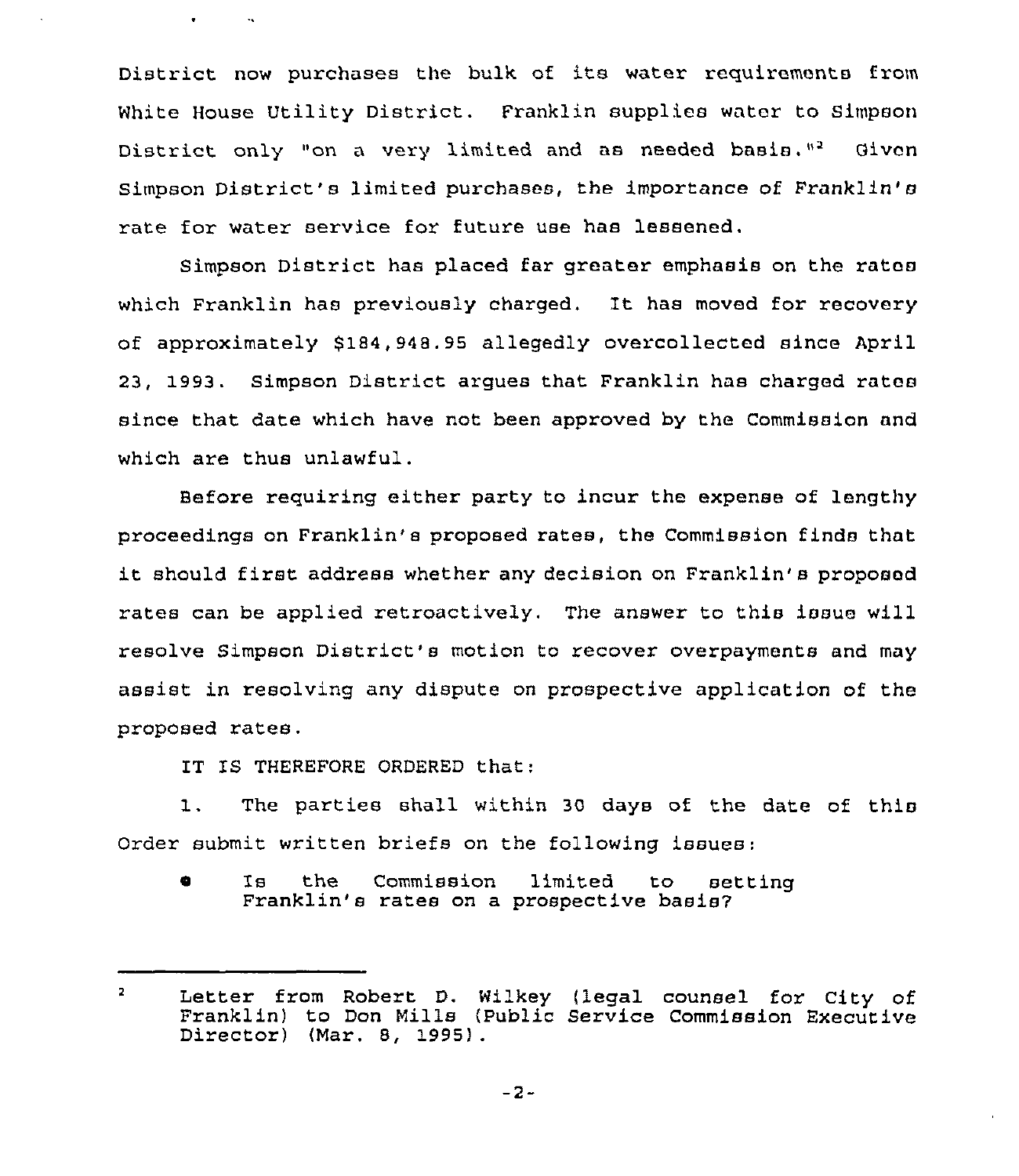District now purchases the bulk of its water requirements from White House Utility District. Franklin supplies water to Simpson District only "on a very limited and as needed basis."[2] Given Simpson District's limited purchases, the importance of Franklin's rate for water service for future use has lessened.

Simpson District has placed far greater emphasis on the rates which Franklin has previously charged. It has moved for recovery of approximately $184,948.95 allegedly overcollected since April 23, 1993. Simpson District argues that Franklin has charged rates since that date which have not been approved by the Commission and which are thus unlawful.

Before requiring either party to incur the expense of lengthy proceedings on Franklin's proposed rates, the Commission finds that it should first address whether any decision on Franklin's proposed rates can be applied retroactively. The answer to this issue will resolve Simpson District's motion to recover overpayments and may assist in resolving any dispute on prospective application of the proposed rates.

IT IS THEREFORE ORDERED that:

1. The parties shall within 30 days of the date of this Order submit written briefs on the following issues:

- Is the Commission limited to setting Franklin's rates on a prospective basis?

---

[2] Letter from Robert D. Wilkey (legal counsel for City of Franklin) to Don Mills (Public Service Commission Executive Director) (Mar. 8, 1995).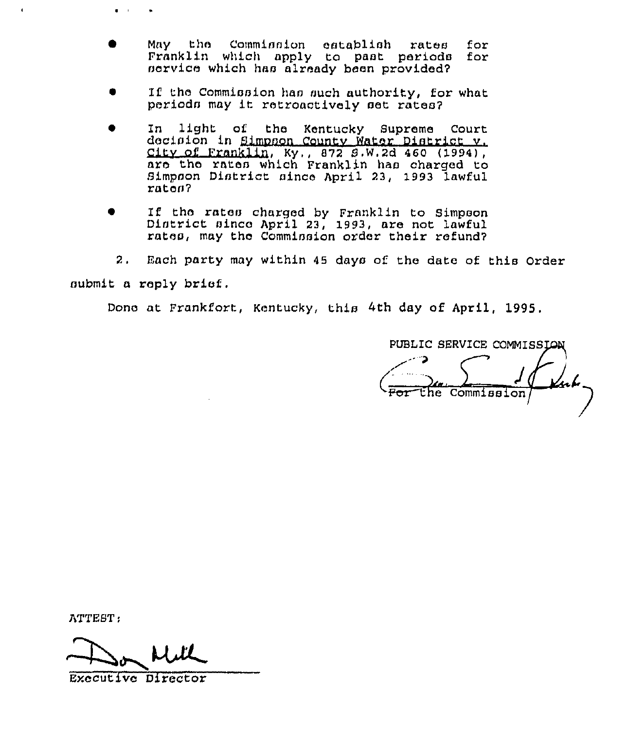- May the Commission establish rates for Franklin which apply to past periods for service which has already been provided?

- If the Commission has such authority, for what periods may it retroactively set rates?

- In light of the Kentucky Supreme Court decision in Simpson County Water District v. City of Franklin, Ky., 872 S.W.2d 460 (1994), are the rates which Franklin has charged to Simpson District since April 23, 1993 lawful rates?

- If the rates charged by Franklin to Simpson District since April 23, 1993, are not lawful rates, may the Commission order their refund?

2. Each party may within 45 days of the date of this Order submit a reply brief.

Done at Frankfort, Kentucky, this 4th day of April, 1995.

PUBLIC SERVICE COMMISSION

For the Commission

ATTEST:

Executive Director